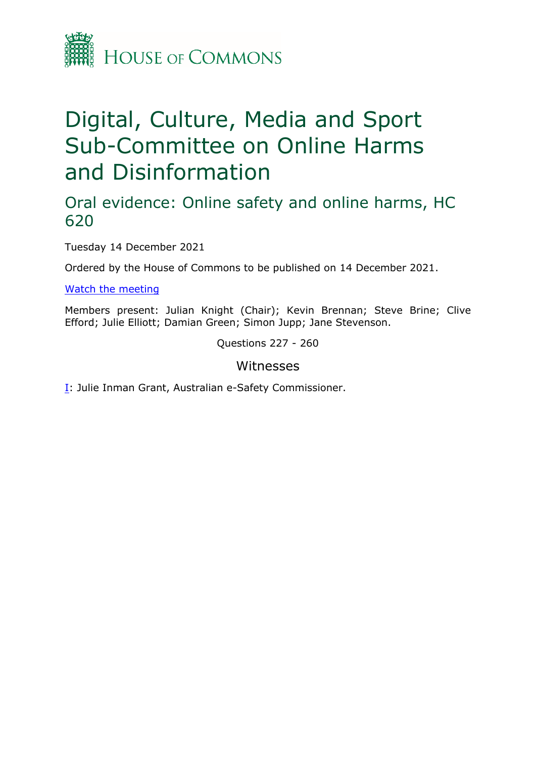HOUSE OF COMMONS

# Digital, Culture, Media and Sport Sub-Committee on Online Harms and Disinformation

## Oral evidence: Online safety and online harms, HC 620

Tuesday 14 December 2021

Ordered by the House of Commons to be published on 14 December 2021.

[Watch the meeting](#)

Members present: Julian Knight (Chair); Kevin Brennan; Steve Brine; Clive Efford; Julie Elliott; Damian Green; Simon Jupp; Jane Stevenson.

Questions 227 - 260

### Witnesses

[I](#): Julie Inman Grant, Australian e-Safety Commissioner.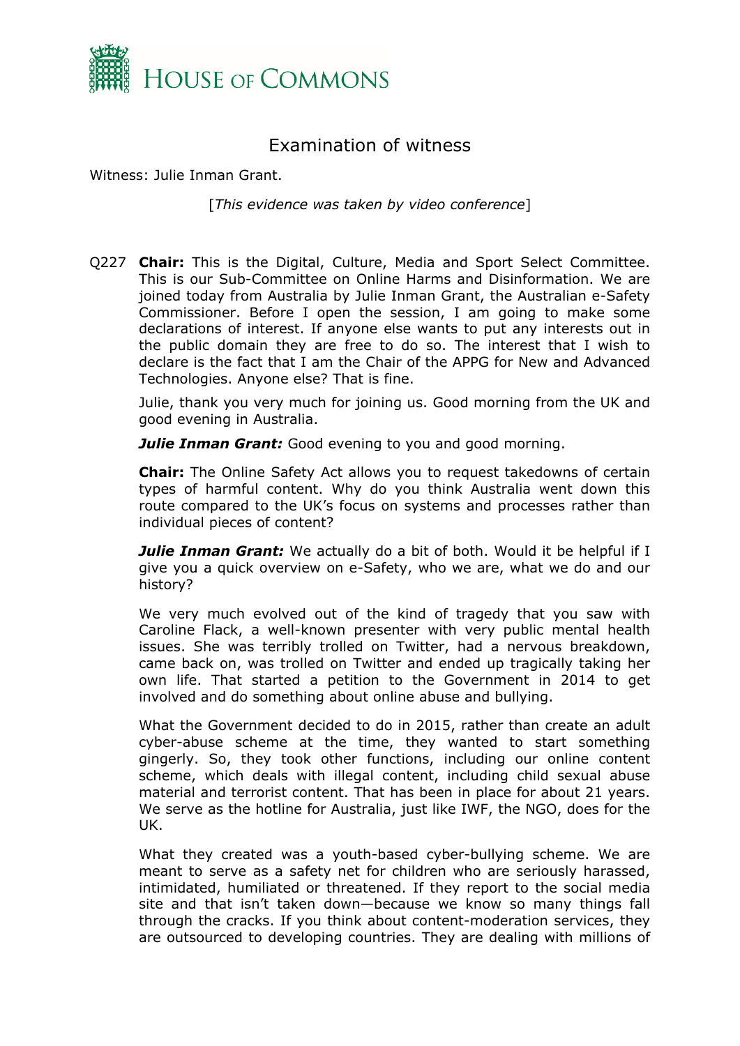# Examination of witness

Witness: Julie Inman Grant.

[*This evidence was taken by video conference*]

Q227 **Chair:** This is the Digital, Culture, Media and Sport Select Committee. This is our Sub-Committee on Online Harms and Disinformation. We are joined today from Australia by Julie Inman Grant, the Australian e-Safety Commissioner. Before I open the session, I am going to make some declarations of interest. If anyone else wants to put any interests out in the public domain they are free to do so. The interest that I wish to declare is the fact that I am the Chair of the APPG for New and Advanced Technologies. Anyone else? That is fine.

Julie, thank you very much for joining us. Good morning from the UK and good evening in Australia.

***Julie Inman Grant:*** Good evening to you and good morning.

**Chair:** The Online Safety Act allows you to request takedowns of certain types of harmful content. Why do you think Australia went down this route compared to the UK's focus on systems and processes rather than individual pieces of content?

***Julie Inman Grant:*** We actually do a bit of both. Would it be helpful if I give you a quick overview on e-Safety, who we are, what we do and our history?

We very much evolved out of the kind of tragedy that you saw with Caroline Flack, a well-known presenter with very public mental health issues. She was terribly trolled on Twitter, had a nervous breakdown, came back on, was trolled on Twitter and ended up tragically taking her own life. That started a petition to the Government in 2014 to get involved and do something about online abuse and bullying.

What the Government decided to do in 2015, rather than create an adult cyber-abuse scheme at the time, they wanted to start something gingerly. So, they took other functions, including our online content scheme, which deals with illegal content, including child sexual abuse material and terrorist content. That has been in place for about 21 years. We serve as the hotline for Australia, just like IWF, the NGO, does for the UK.

What they created was a youth-based cyber-bullying scheme. We are meant to serve as a safety net for children who are seriously harassed, intimidated, humiliated or threatened. If they report to the social media site and that isn't taken down—because we know so many things fall through the cracks. If you think about content-moderation services, they are outsourced to developing countries. They are dealing with millions of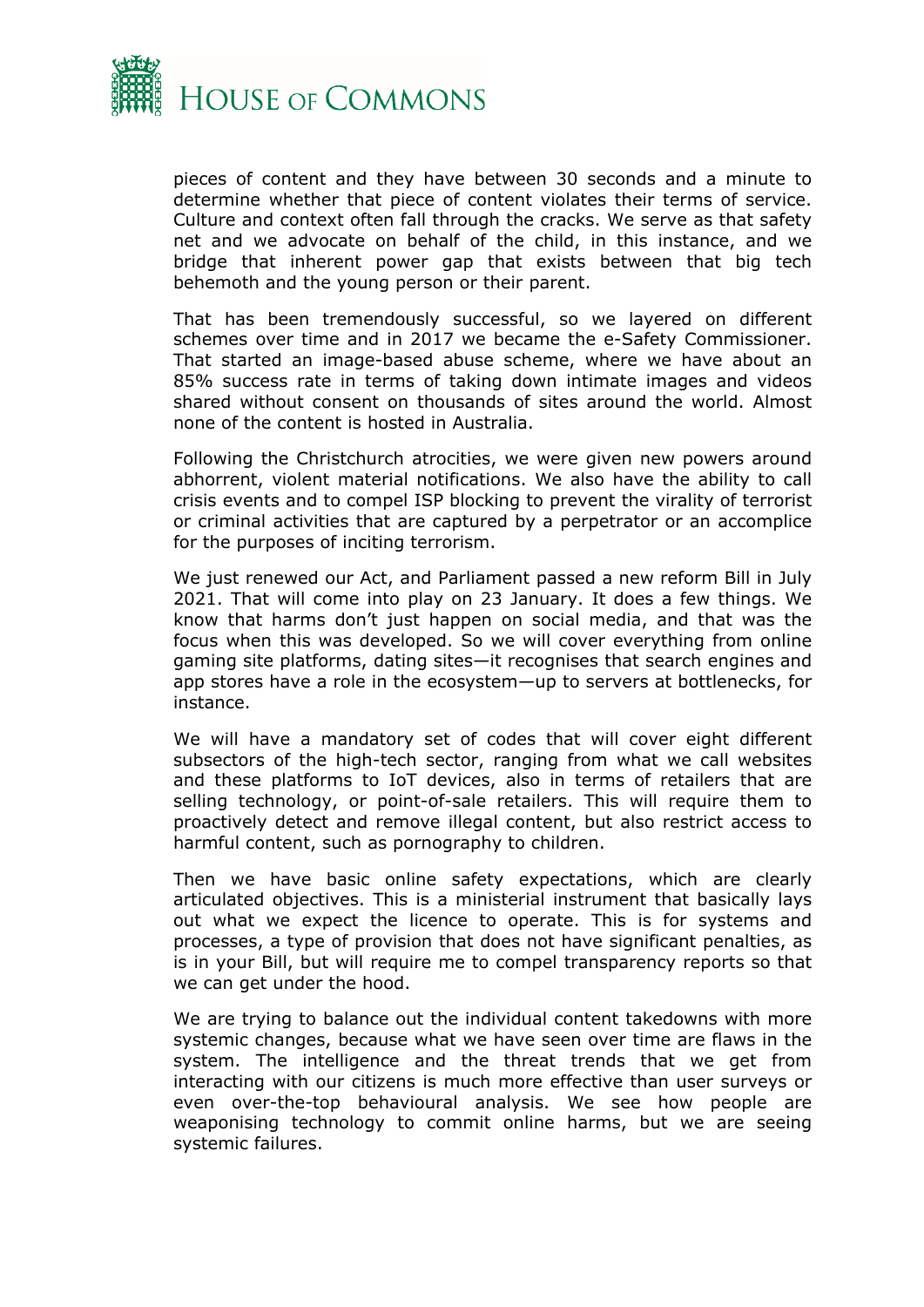pieces of content and they have between 30 seconds and a minute to determine whether that piece of content violates their terms of service. Culture and context often fall through the cracks. We serve as that safety net and we advocate on behalf of the child, in this instance, and we bridge that inherent power gap that exists between that big tech behemoth and the young person or their parent.

That has been tremendously successful, so we layered on different schemes over time and in 2017 we became the e-Safety Commissioner. That started an image-based abuse scheme, where we have about an 85% success rate in terms of taking down intimate images and videos shared without consent on thousands of sites around the world. Almost none of the content is hosted in Australia.

Following the Christchurch atrocities, we were given new powers around abhorrent, violent material notifications. We also have the ability to call crisis events and to compel ISP blocking to prevent the virality of terrorist or criminal activities that are captured by a perpetrator or an accomplice for the purposes of inciting terrorism.

We just renewed our Act, and Parliament passed a new reform Bill in July 2021. That will come into play on 23 January. It does a few things. We know that harms don't just happen on social media, and that was the focus when this was developed. So we will cover everything from online gaming site platforms, dating sites—it recognises that search engines and app stores have a role in the ecosystem—up to servers at bottlenecks, for instance.

We will have a mandatory set of codes that will cover eight different subsectors of the high-tech sector, ranging from what we call websites and these platforms to IoT devices, also in terms of retailers that are selling technology, or point-of-sale retailers. This will require them to proactively detect and remove illegal content, but also restrict access to harmful content, such as pornography to children.

Then we have basic online safety expectations, which are clearly articulated objectives. This is a ministerial instrument that basically lays out what we expect the licence to operate. This is for systems and processes, a type of provision that does not have significant penalties, as is in your Bill, but will require me to compel transparency reports so that we can get under the hood.

We are trying to balance out the individual content takedowns with more systemic changes, because what we have seen over time are flaws in the system. The intelligence and the threat trends that we get from interacting with our citizens is much more effective than user surveys or even over-the-top behavioural analysis. We see how people are weaponising technology to commit online harms, but we are seeing systemic failures.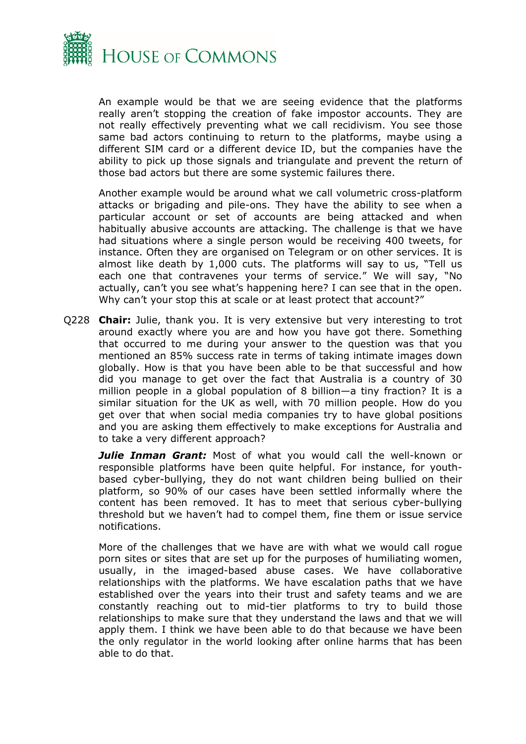An example would be that we are seeing evidence that the platforms really aren't stopping the creation of fake impostor accounts. They are not really effectively preventing what we call recidivism. You see those same bad actors continuing to return to the platforms, maybe using a different SIM card or a different device ID, but the companies have the ability to pick up those signals and triangulate and prevent the return of those bad actors but there are some systemic failures there.

Another example would be around what we call volumetric cross-platform attacks or brigading and pile-ons. They have the ability to see when a particular account or set of accounts are being attacked and when habitually abusive accounts are attacking. The challenge is that we have had situations where a single person would be receiving 400 tweets, for instance. Often they are organised on Telegram or on other services. It is almost like death by 1,000 cuts. The platforms will say to us, "Tell us each one that contravenes your terms of service." We will say, "No actually, can't you see what's happening here? I can see that in the open. Why can't your stop this at scale or at least protect that account?"

Q228 **Chair:** Julie, thank you. It is very extensive but very interesting to trot around exactly where you are and how you have got there. Something that occurred to me during your answer to the question was that you mentioned an 85% success rate in terms of taking intimate images down globally. How is that you have been able to be that successful and how did you manage to get over the fact that Australia is a country of 30 million people in a global population of 8 billion—a tiny fraction? It is a similar situation for the UK as well, with 70 million people. How do you get over that when social media companies try to have global positions and you are asking them effectively to make exceptions for Australia and to take a very different approach?

***Julie Inman Grant:*** Most of what you would call the well-known or responsible platforms have been quite helpful. For instance, for youth-based cyber-bullying, they do not want children being bullied on their platform, so 90% of our cases have been settled informally where the content has been removed. It has to meet that serious cyber-bullying threshold but we haven't had to compel them, fine them or issue service notifications.

More of the challenges that we have are with what we would call rogue porn sites or sites that are set up for the purposes of humiliating women, usually, in the imaged-based abuse cases. We have collaborative relationships with the platforms. We have escalation paths that we have established over the years into their trust and safety teams and we are constantly reaching out to mid-tier platforms to try to build those relationships to make sure that they understand the laws and that we will apply them. I think we have been able to do that because we have been the only regulator in the world looking after online harms that has been able to do that.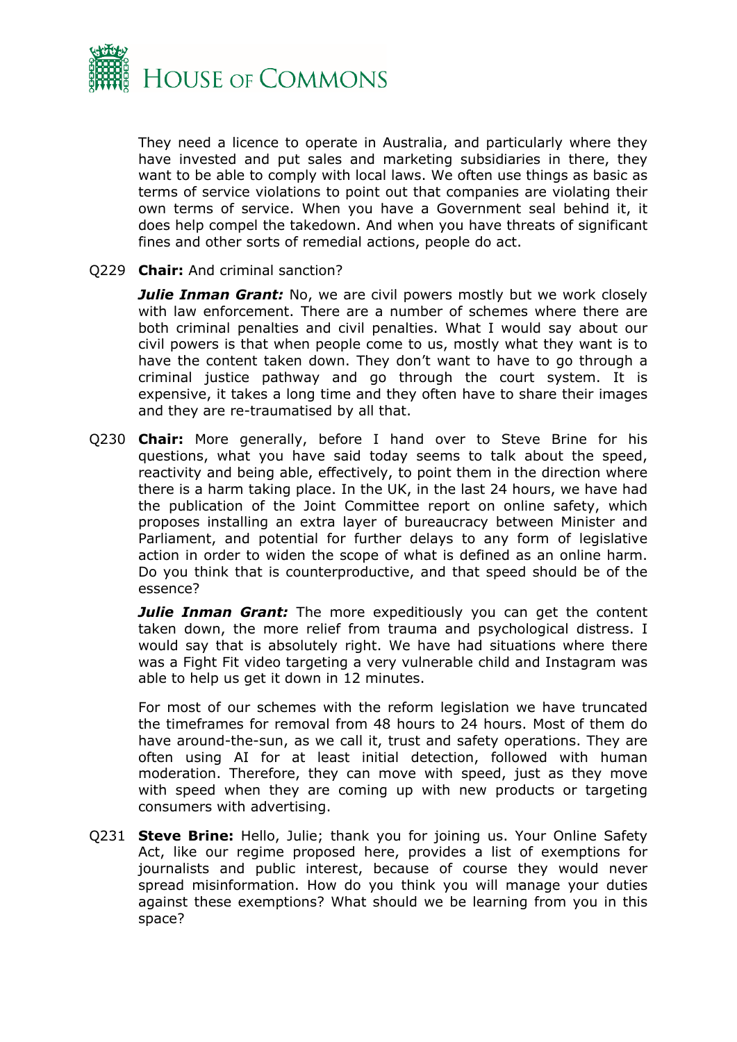They need a licence to operate in Australia, and particularly where they have invested and put sales and marketing subsidiaries in there, they want to be able to comply with local laws. We often use things as basic as terms of service violations to point out that companies are violating their own terms of service. When you have a Government seal behind it, it does help compel the takedown. And when you have threats of significant fines and other sorts of remedial actions, people do act.

Q229 **Chair:** And criminal sanction?

***Julie Inman Grant:*** No, we are civil powers mostly but we work closely with law enforcement. There are a number of schemes where there are both criminal penalties and civil penalties. What I would say about our civil powers is that when people come to us, mostly what they want is to have the content taken down. They don't want to have to go through a criminal justice pathway and go through the court system. It is expensive, it takes a long time and they often have to share their images and they are re-traumatised by all that.

Q230 **Chair:** More generally, before I hand over to Steve Brine for his questions, what you have said today seems to talk about the speed, reactivity and being able, effectively, to point them in the direction where there is a harm taking place. In the UK, in the last 24 hours, we have had the publication of the Joint Committee report on online safety, which proposes installing an extra layer of bureaucracy between Minister and Parliament, and potential for further delays to any form of legislative action in order to widen the scope of what is defined as an online harm. Do you think that is counterproductive, and that speed should be of the essence?

***Julie Inman Grant:*** The more expeditiously you can get the content taken down, the more relief from trauma and psychological distress. I would say that is absolutely right. We have had situations where there was a Fight Fit video targeting a very vulnerable child and Instagram was able to help us get it down in 12 minutes.

For most of our schemes with the reform legislation we have truncated the timeframes for removal from 48 hours to 24 hours. Most of them do have around-the-sun, as we call it, trust and safety operations. They are often using AI for at least initial detection, followed with human moderation. Therefore, they can move with speed, just as they move with speed when they are coming up with new products or targeting consumers with advertising.

Q231 **Steve Brine:** Hello, Julie; thank you for joining us. Your Online Safety Act, like our regime proposed here, provides a list of exemptions for journalists and public interest, because of course they would never spread misinformation. How do you think you will manage your duties against these exemptions? What should we be learning from you in this space?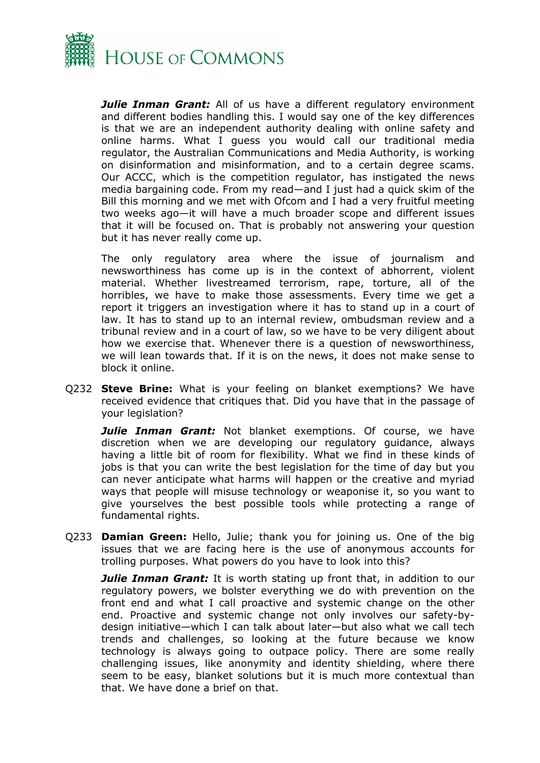***Julie Inman Grant:*** All of us have a different regulatory environment and different bodies handling this. I would say one of the key differences is that we are an independent authority dealing with online safety and online harms. What I guess you would call our traditional media regulator, the Australian Communications and Media Authority, is working on disinformation and misinformation, and to a certain degree scams. Our ACCC, which is the competition regulator, has instigated the news media bargaining code. From my read—and I just had a quick skim of the Bill this morning and we met with Ofcom and I had a very fruitful meeting two weeks ago—it will have a much broader scope and different issues that it will be focused on. That is probably not answering your question but it has never really come up.

The only regulatory area where the issue of journalism and newsworthiness has come up is in the context of abhorrent, violent material. Whether livestreamed terrorism, rape, torture, all of the horribles, we have to make those assessments. Every time we get a report it triggers an investigation where it has to stand up in a court of law. It has to stand up to an internal review, ombudsman review and a tribunal review and in a court of law, so we have to be very diligent about how we exercise that. Whenever there is a question of newsworthiness, we will lean towards that. If it is on the news, it does not make sense to block it online.

Q232 **Steve Brine:** What is your feeling on blanket exemptions? We have received evidence that critiques that. Did you have that in the passage of your legislation?

***Julie Inman Grant:*** Not blanket exemptions. Of course, we have discretion when we are developing our regulatory guidance, always having a little bit of room for flexibility. What we find in these kinds of jobs is that you can write the best legislation for the time of day but you can never anticipate what harms will happen or the creative and myriad ways that people will misuse technology or weaponise it, so you want to give yourselves the best possible tools while protecting a range of fundamental rights.

Q233 **Damian Green:** Hello, Julie; thank you for joining us. One of the big issues that we are facing here is the use of anonymous accounts for trolling purposes. What powers do you have to look into this?

***Julie Inman Grant:*** It is worth stating up front that, in addition to our regulatory powers, we bolster everything we do with prevention on the front end and what I call proactive and systemic change on the other end. Proactive and systemic change not only involves our safety-by-design initiative—which I can talk about later—but also what we call tech trends and challenges, so looking at the future because we know technology is always going to outpace policy. There are some really challenging issues, like anonymity and identity shielding, where there seem to be easy, blanket solutions but it is much more contextual than that. We have done a brief on that.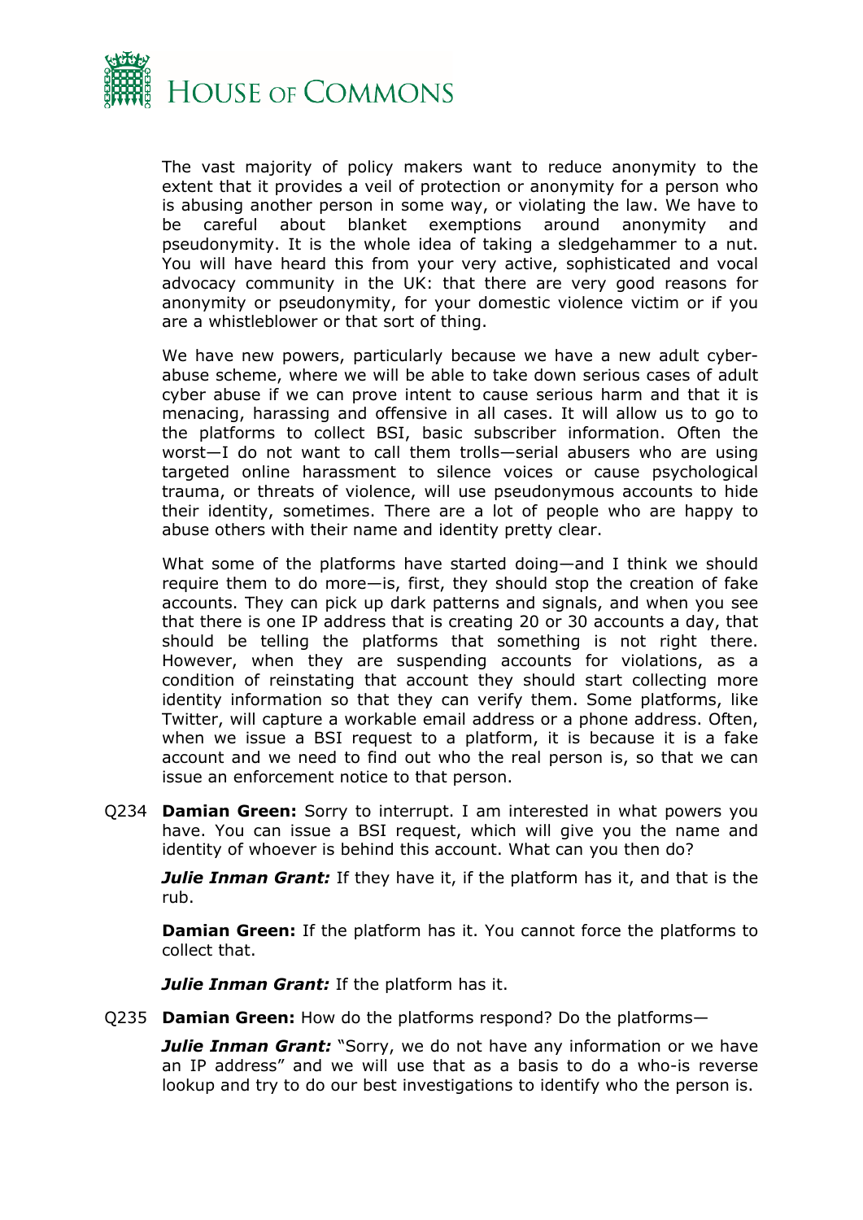The vast majority of policy makers want to reduce anonymity to the extent that it provides a veil of protection or anonymity for a person who is abusing another person in some way, or violating the law. We have to be careful about blanket exemptions around anonymity and pseudonymity. It is the whole idea of taking a sledgehammer to a nut. You will have heard this from your very active, sophisticated and vocal advocacy community in the UK: that there are very good reasons for anonymity or pseudonymity, for your domestic violence victim or if you are a whistleblower or that sort of thing.

We have new powers, particularly because we have a new adult cyber-abuse scheme, where we will be able to take down serious cases of adult cyber abuse if we can prove intent to cause serious harm and that it is menacing, harassing and offensive in all cases. It will allow us to go to the platforms to collect BSI, basic subscriber information. Often the worst—I do not want to call them trolls—serial abusers who are using targeted online harassment to silence voices or cause psychological trauma, or threats of violence, will use pseudonymous accounts to hide their identity, sometimes. There are a lot of people who are happy to abuse others with their name and identity pretty clear.

What some of the platforms have started doing—and I think we should require them to do more—is, first, they should stop the creation of fake accounts. They can pick up dark patterns and signals, and when you see that there is one IP address that is creating 20 or 30 accounts a day, that should be telling the platforms that something is not right there. However, when they are suspending accounts for violations, as a condition of reinstating that account they should start collecting more identity information so that they can verify them. Some platforms, like Twitter, will capture a workable email address or a phone address. Often, when we issue a BSI request to a platform, it is because it is a fake account and we need to find out who the real person is, so that we can issue an enforcement notice to that person.

Q234 **Damian Green:** Sorry to interrupt. I am interested in what powers you have. You can issue a BSI request, which will give you the name and identity of whoever is behind this account. What can you then do?

***Julie Inman Grant:*** If they have it, if the platform has it, and that is the rub.

**Damian Green:** If the platform has it. You cannot force the platforms to collect that.

***Julie Inman Grant:*** If the platform has it.

Q235 **Damian Green:** How do the platforms respond? Do the platforms—

***Julie Inman Grant:*** "Sorry, we do not have any information or we have an IP address" and we will use that as a basis to do a who-is reverse lookup and try to do our best investigations to identify who the person is.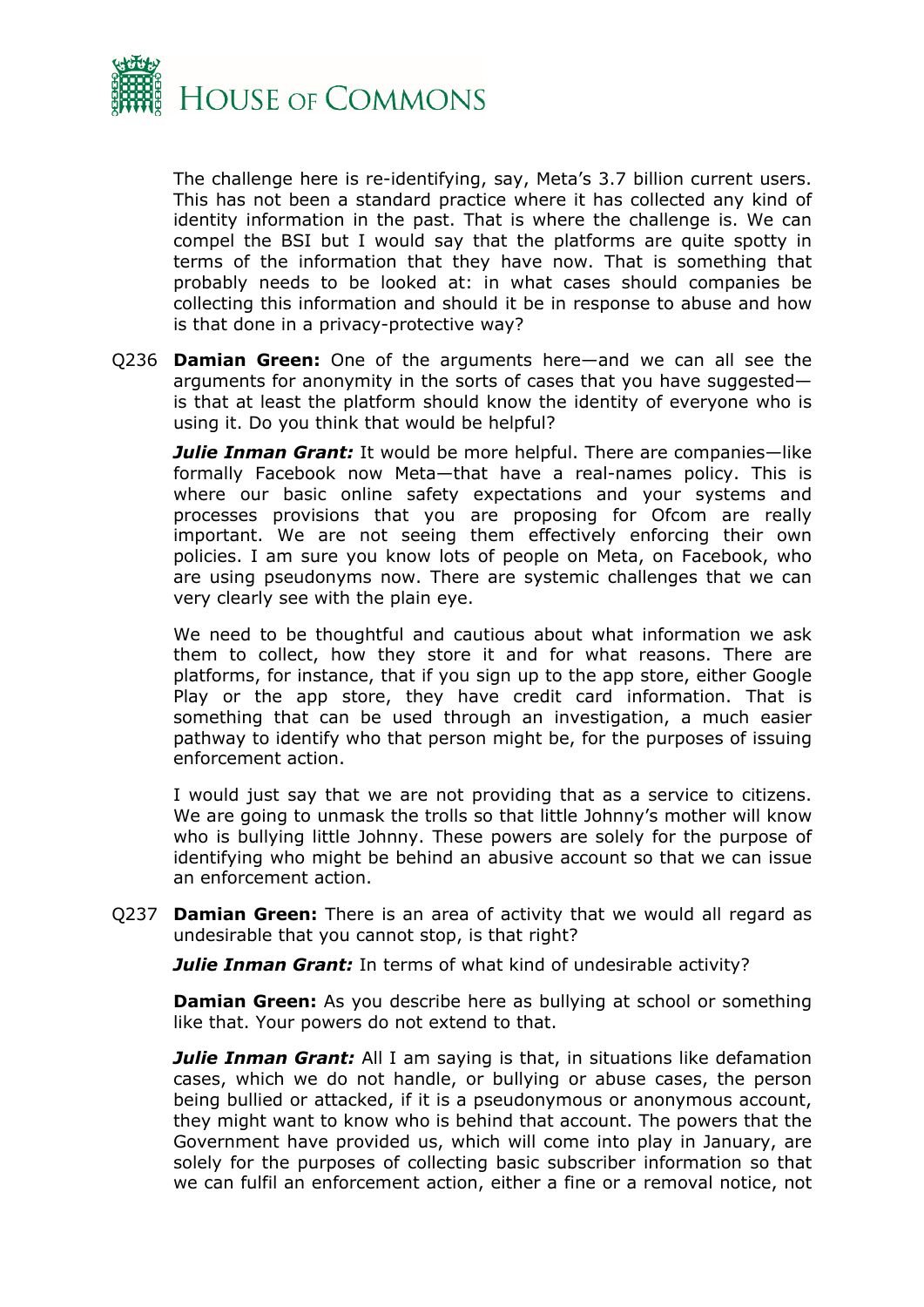The challenge here is re-identifying, say, Meta's 3.7 billion current users. This has not been a standard practice where it has collected any kind of identity information in the past. That is where the challenge is. We can compel the BSI but I would say that the platforms are quite spotty in terms of the information that they have now. That is something that probably needs to be looked at: in what cases should companies be collecting this information and should it be in response to abuse and how is that done in a privacy-protective way?

Q236 **Damian Green:** One of the arguments here—and we can all see the arguments for anonymity in the sorts of cases that you have suggested—is that at least the platform should know the identity of everyone who is using it. Do you think that would be helpful?

***Julie Inman Grant:*** It would be more helpful. There are companies—like formally Facebook now Meta—that have a real-names policy. This is where our basic online safety expectations and your systems and processes provisions that you are proposing for Ofcom are really important. We are not seeing them effectively enforcing their own policies. I am sure you know lots of people on Meta, on Facebook, who are using pseudonyms now. There are systemic challenges that we can very clearly see with the plain eye.

We need to be thoughtful and cautious about what information we ask them to collect, how they store it and for what reasons. There are platforms, for instance, that if you sign up to the app store, either Google Play or the app store, they have credit card information. That is something that can be used through an investigation, a much easier pathway to identify who that person might be, for the purposes of issuing enforcement action.

I would just say that we are not providing that as a service to citizens. We are going to unmask the trolls so that little Johnny's mother will know who is bullying little Johnny. These powers are solely for the purpose of identifying who might be behind an abusive account so that we can issue an enforcement action.

Q237 **Damian Green:** There is an area of activity that we would all regard as undesirable that you cannot stop, is that right?

***Julie Inman Grant:*** In terms of what kind of undesirable activity?

**Damian Green:** As you describe here as bullying at school or something like that. Your powers do not extend to that.

***Julie Inman Grant:*** All I am saying is that, in situations like defamation cases, which we do not handle, or bullying or abuse cases, the person being bullied or attacked, if it is a pseudonymous or anonymous account, they might want to know who is behind that account. The powers that the Government have provided us, which will come into play in January, are solely for the purposes of collecting basic subscriber information so that we can fulfil an enforcement action, either a fine or a removal notice, not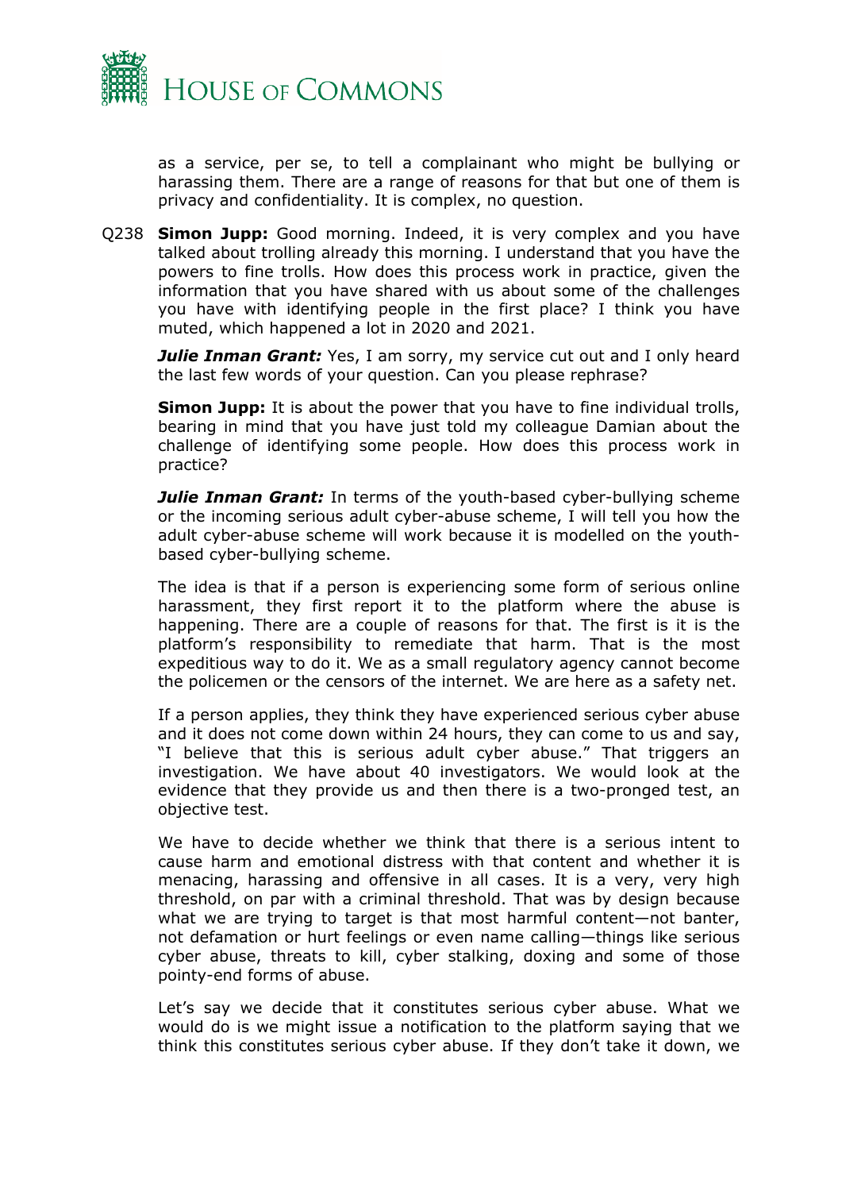as a service, per se, to tell a complainant who might be bullying or harassing them. There are a range of reasons for that but one of them is privacy and confidentiality. It is complex, no question.

Q238 **Simon Jupp:** Good morning. Indeed, it is very complex and you have talked about trolling already this morning. I understand that you have the powers to fine trolls. How does this process work in practice, given the information that you have shared with us about some of the challenges you have with identifying people in the first place? I think you have muted, which happened a lot in 2020 and 2021.

***Julie Inman Grant:*** Yes, I am sorry, my service cut out and I only heard the last few words of your question. Can you please rephrase?

**Simon Jupp:** It is about the power that you have to fine individual trolls, bearing in mind that you have just told my colleague Damian about the challenge of identifying some people. How does this process work in practice?

***Julie Inman Grant:*** In terms of the youth-based cyber-bullying scheme or the incoming serious adult cyber-abuse scheme, I will tell you how the adult cyber-abuse scheme will work because it is modelled on the youth-based cyber-bullying scheme.

The idea is that if a person is experiencing some form of serious online harassment, they first report it to the platform where the abuse is happening. There are a couple of reasons for that. The first is it is the platform's responsibility to remediate that harm. That is the most expeditious way to do it. We as a small regulatory agency cannot become the policemen or the censors of the internet. We are here as a safety net.

If a person applies, they think they have experienced serious cyber abuse and it does not come down within 24 hours, they can come to us and say, "I believe that this is serious adult cyber abuse." That triggers an investigation. We have about 40 investigators. We would look at the evidence that they provide us and then there is a two-pronged test, an objective test.

We have to decide whether we think that there is a serious intent to cause harm and emotional distress with that content and whether it is menacing, harassing and offensive in all cases. It is a very, very high threshold, on par with a criminal threshold. That was by design because what we are trying to target is that most harmful content—not banter, not defamation or hurt feelings or even name calling—things like serious cyber abuse, threats to kill, cyber stalking, doxing and some of those pointy-end forms of abuse.

Let's say we decide that it constitutes serious cyber abuse. What we would do is we might issue a notification to the platform saying that we think this constitutes serious cyber abuse. If they don't take it down, we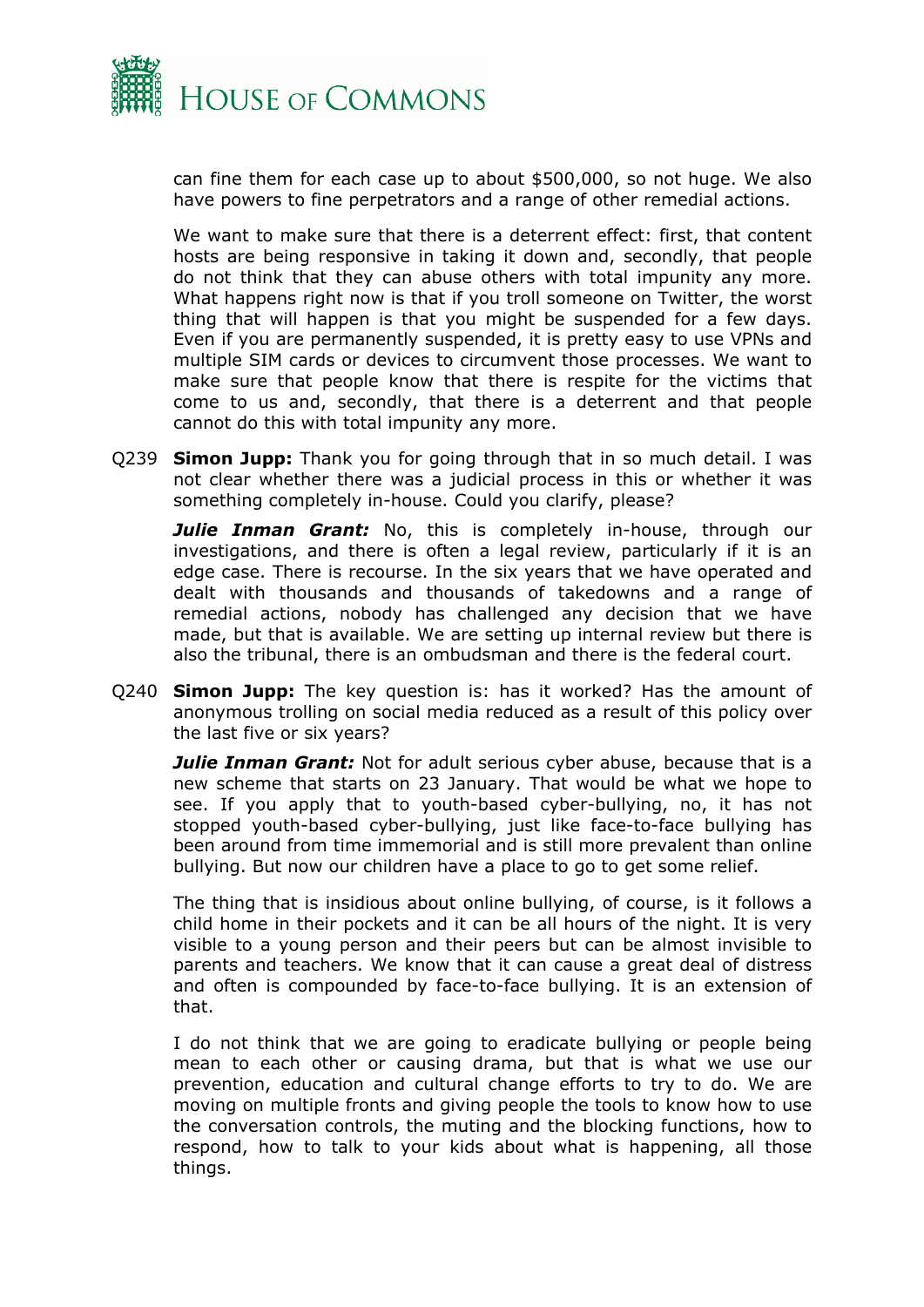can fine them for each case up to about $500,000, so not huge. We also have powers to fine perpetrators and a range of other remedial actions.

We want to make sure that there is a deterrent effect: first, that content hosts are being responsive in taking it down and, secondly, that people do not think that they can abuse others with total impunity any more. What happens right now is that if you troll someone on Twitter, the worst thing that will happen is that you might be suspended for a few days. Even if you are permanently suspended, it is pretty easy to use VPNs and multiple SIM cards or devices to circumvent those processes. We want to make sure that people know that there is respite for the victims that come to us and, secondly, that there is a deterrent and that people cannot do this with total impunity any more.

Q239 **Simon Jupp:** Thank you for going through that in so much detail. I was not clear whether there was a judicial process in this or whether it was something completely in-house. Could you clarify, please?

***Julie Inman Grant:*** No, this is completely in-house, through our investigations, and there is often a legal review, particularly if it is an edge case. There is recourse. In the six years that we have operated and dealt with thousands and thousands of takedowns and a range of remedial actions, nobody has challenged any decision that we have made, but that is available. We are setting up internal review but there is also the tribunal, there is an ombudsman and there is the federal court.

Q240 **Simon Jupp:** The key question is: has it worked? Has the amount of anonymous trolling on social media reduced as a result of this policy over the last five or six years?

***Julie Inman Grant:*** Not for adult serious cyber abuse, because that is a new scheme that starts on 23 January. That would be what we hope to see. If you apply that to youth-based cyber-bullying, no, it has not stopped youth-based cyber-bullying, just like face-to-face bullying has been around from time immemorial and is still more prevalent than online bullying. But now our children have a place to go to get some relief.

The thing that is insidious about online bullying, of course, is it follows a child home in their pockets and it can be all hours of the night. It is very visible to a young person and their peers but can be almost invisible to parents and teachers. We know that it can cause a great deal of distress and often is compounded by face-to-face bullying. It is an extension of that.

I do not think that we are going to eradicate bullying or people being mean to each other or causing drama, but that is what we use our prevention, education and cultural change efforts to try to do. We are moving on multiple fronts and giving people the tools to know how to use the conversation controls, the muting and the blocking functions, how to respond, how to talk to your kids about what is happening, all those things.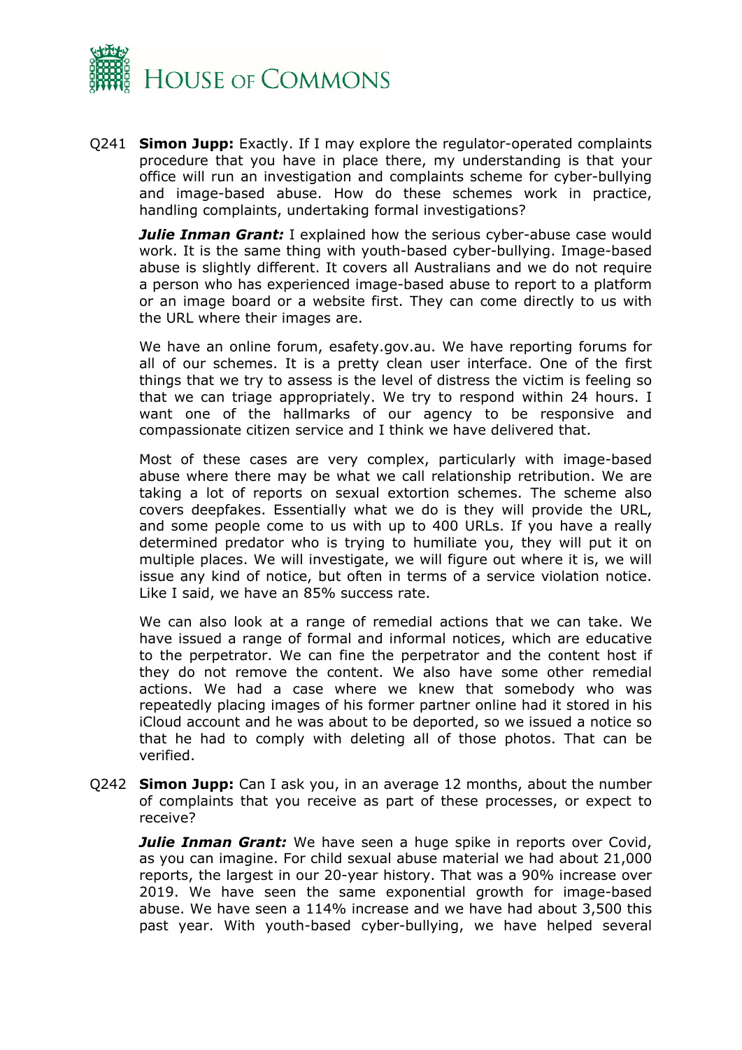Q241 **Simon Jupp:** Exactly. If I may explore the regulator-operated complaints procedure that you have in place there, my understanding is that your office will run an investigation and complaints scheme for cyber-bullying and image-based abuse. How do these schemes work in practice, handling complaints, undertaking formal investigations?

***Julie Inman Grant:*** I explained how the serious cyber-abuse case would work. It is the same thing with youth-based cyber-bullying. Image-based abuse is slightly different. It covers all Australians and we do not require a person who has experienced image-based abuse to report to a platform or an image board or a website first. They can come directly to us with the URL where their images are.

We have an online forum, esafety.gov.au. We have reporting forums for all of our schemes. It is a pretty clean user interface. One of the first things that we try to assess is the level of distress the victim is feeling so that we can triage appropriately. We try to respond within 24 hours. I want one of the hallmarks of our agency to be responsive and compassionate citizen service and I think we have delivered that.

Most of these cases are very complex, particularly with image-based abuse where there may be what we call relationship retribution. We are taking a lot of reports on sexual extortion schemes. The scheme also covers deepfakes. Essentially what we do is they will provide the URL, and some people come to us with up to 400 URLs. If you have a really determined predator who is trying to humiliate you, they will put it on multiple places. We will investigate, we will figure out where it is, we will issue any kind of notice, but often in terms of a service violation notice. Like I said, we have an 85% success rate.

We can also look at a range of remedial actions that we can take. We have issued a range of formal and informal notices, which are educative to the perpetrator. We can fine the perpetrator and the content host if they do not remove the content. We also have some other remedial actions. We had a case where we knew that somebody who was repeatedly placing images of his former partner online had it stored in his iCloud account and he was about to be deported, so we issued a notice so that he had to comply with deleting all of those photos. That can be verified.

Q242 **Simon Jupp:** Can I ask you, in an average 12 months, about the number of complaints that you receive as part of these processes, or expect to receive?

***Julie Inman Grant:*** We have seen a huge spike in reports over Covid, as you can imagine. For child sexual abuse material we had about 21,000 reports, the largest in our 20-year history. That was a 90% increase over 2019. We have seen the same exponential growth for image-based abuse. We have seen a 114% increase and we have had about 3,500 this past year. With youth-based cyber-bullying, we have helped several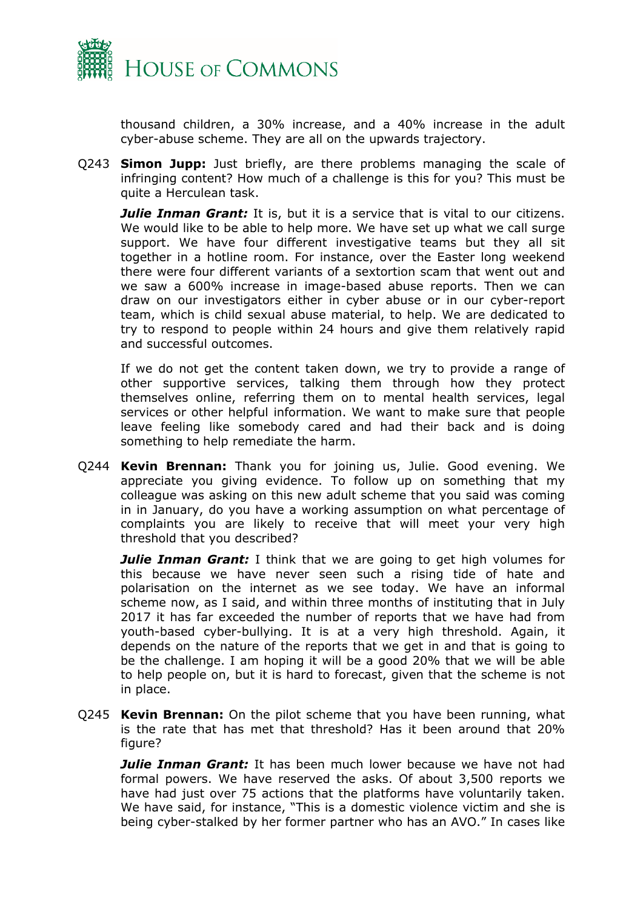thousand children, a 30% increase, and a 40% increase in the adult cyber-abuse scheme. They are all on the upwards trajectory.

Q243 **Simon Jupp:** Just briefly, are there problems managing the scale of infringing content? How much of a challenge is this for you? This must be quite a Herculean task.

***Julie Inman Grant:*** It is, but it is a service that is vital to our citizens. We would like to be able to help more. We have set up what we call surge support. We have four different investigative teams but they all sit together in a hotline room. For instance, over the Easter long weekend there were four different variants of a sextortion scam that went out and we saw a 600% increase in image-based abuse reports. Then we can draw on our investigators either in cyber abuse or in our cyber-report team, which is child sexual abuse material, to help. We are dedicated to try to respond to people within 24 hours and give them relatively rapid and successful outcomes.

If we do not get the content taken down, we try to provide a range of other supportive services, talking them through how they protect themselves online, referring them on to mental health services, legal services or other helpful information. We want to make sure that people leave feeling like somebody cared and had their back and is doing something to help remediate the harm.

Q244 **Kevin Brennan:** Thank you for joining us, Julie. Good evening. We appreciate you giving evidence. To follow up on something that my colleague was asking on this new adult scheme that you said was coming in in January, do you have a working assumption on what percentage of complaints you are likely to receive that will meet your very high threshold that you described?

***Julie Inman Grant:*** I think that we are going to get high volumes for this because we have never seen such a rising tide of hate and polarisation on the internet as we see today. We have an informal scheme now, as I said, and within three months of instituting that in July 2017 it has far exceeded the number of reports that we have had from youth-based cyber-bullying. It is at a very high threshold. Again, it depends on the nature of the reports that we get in and that is going to be the challenge. I am hoping it will be a good 20% that we will be able to help people on, but it is hard to forecast, given that the scheme is not in place.

Q245 **Kevin Brennan:** On the pilot scheme that you have been running, what is the rate that has met that threshold? Has it been around that 20% figure?

***Julie Inman Grant:*** It has been much lower because we have not had formal powers. We have reserved the asks. Of about 3,500 reports we have had just over 75 actions that the platforms have voluntarily taken. We have said, for instance, "This is a domestic violence victim and she is being cyber-stalked by her former partner who has an AVO." In cases like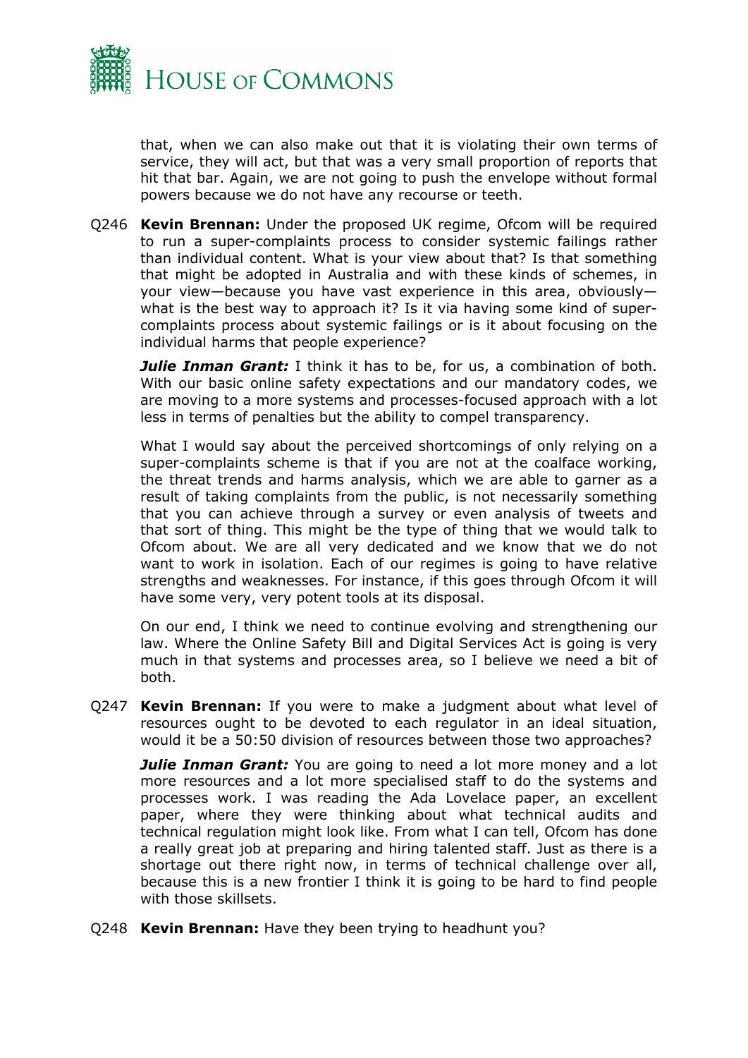that, when we can also make out that it is violating their own terms of service, they will act, but that was a very small proportion of reports that hit that bar. Again, we are not going to push the envelope without formal powers because we do not have any recourse or teeth.

Q246 **Kevin Brennan:** Under the proposed UK regime, Ofcom will be required to run a super-complaints process to consider systemic failings rather than individual content. What is your view about that? Is that something that might be adopted in Australia and with these kinds of schemes, in your view—because you have vast experience in this area, obviously—what is the best way to approach it? Is it via having some kind of super-complaints process about systemic failings or is it about focusing on the individual harms that people experience?

***Julie Inman Grant:*** I think it has to be, for us, a combination of both. With our basic online safety expectations and our mandatory codes, we are moving to a more systems and processes-focused approach with a lot less in terms of penalties but the ability to compel transparency.

What I would say about the perceived shortcomings of only relying on a super-complaints scheme is that if you are not at the coalface working, the threat trends and harms analysis, which we are able to garner as a result of taking complaints from the public, is not necessarily something that you can achieve through a survey or even analysis of tweets and that sort of thing. This might be the type of thing that we would talk to Ofcom about. We are all very dedicated and we know that we do not want to work in isolation. Each of our regimes is going to have relative strengths and weaknesses. For instance, if this goes through Ofcom it will have some very, very potent tools at its disposal.

On our end, I think we need to continue evolving and strengthening our law. Where the Online Safety Bill and Digital Services Act is going is very much in that systems and processes area, so I believe we need a bit of both.

Q247 **Kevin Brennan:** If you were to make a judgment about what level of resources ought to be devoted to each regulator in an ideal situation, would it be a 50:50 division of resources between those two approaches?

***Julie Inman Grant:*** You are going to need a lot more money and a lot more resources and a lot more specialised staff to do the systems and processes work. I was reading the Ada Lovelace paper, an excellent paper, where they were thinking about what technical audits and technical regulation might look like. From what I can tell, Ofcom has done a really great job at preparing and hiring talented staff. Just as there is a shortage out there right now, in terms of technical challenge over all, because this is a new frontier I think it is going to be hard to find people with those skillsets.

Q248 **Kevin Brennan:** Have they been trying to headhunt you?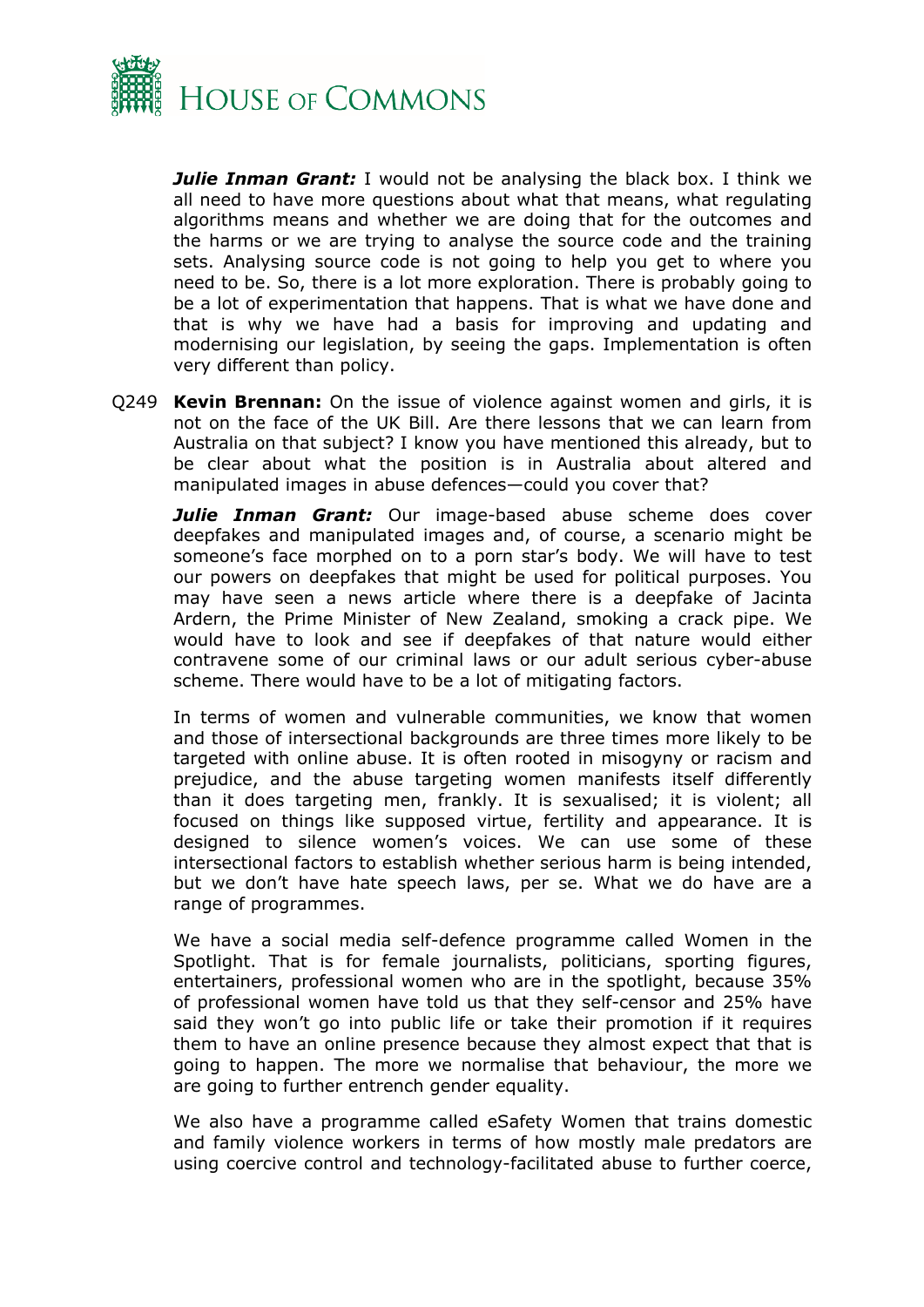***Julie Inman Grant:*** I would not be analysing the black box. I think we all need to have more questions about what that means, what regulating algorithms means and whether we are doing that for the outcomes and the harms or we are trying to analyse the source code and the training sets. Analysing source code is not going to help you get to where you need to be. So, there is a lot more exploration. There is probably going to be a lot of experimentation that happens. That is what we have done and that is why we have had a basis for improving and updating and modernising our legislation, by seeing the gaps. Implementation is often very different than policy.

Q249 **Kevin Brennan:** On the issue of violence against women and girls, it is not on the face of the UK Bill. Are there lessons that we can learn from Australia on that subject? I know you have mentioned this already, but to be clear about what the position is in Australia about altered and manipulated images in abuse defences—could you cover that?

***Julie Inman Grant:*** Our image-based abuse scheme does cover deepfakes and manipulated images and, of course, a scenario might be someone's face morphed on to a porn star's body. We will have to test our powers on deepfakes that might be used for political purposes. You may have seen a news article where there is a deepfake of Jacinta Ardern, the Prime Minister of New Zealand, smoking a crack pipe. We would have to look and see if deepfakes of that nature would either contravene some of our criminal laws or our adult serious cyber-abuse scheme. There would have to be a lot of mitigating factors.

In terms of women and vulnerable communities, we know that women and those of intersectional backgrounds are three times more likely to be targeted with online abuse. It is often rooted in misogyny or racism and prejudice, and the abuse targeting women manifests itself differently than it does targeting men, frankly. It is sexualised; it is violent; all focused on things like supposed virtue, fertility and appearance. It is designed to silence women's voices. We can use some of these intersectional factors to establish whether serious harm is being intended, but we don't have hate speech laws, per se. What we do have are a range of programmes.

We have a social media self-defence programme called Women in the Spotlight. That is for female journalists, politicians, sporting figures, entertainers, professional women who are in the spotlight, because 35% of professional women have told us that they self-censor and 25% have said they won't go into public life or take their promotion if it requires them to have an online presence because they almost expect that that is going to happen. The more we normalise that behaviour, the more we are going to further entrench gender equality.

We also have a programme called eSafety Women that trains domestic and family violence workers in terms of how mostly male predators are using coercive control and technology-facilitated abuse to further coerce,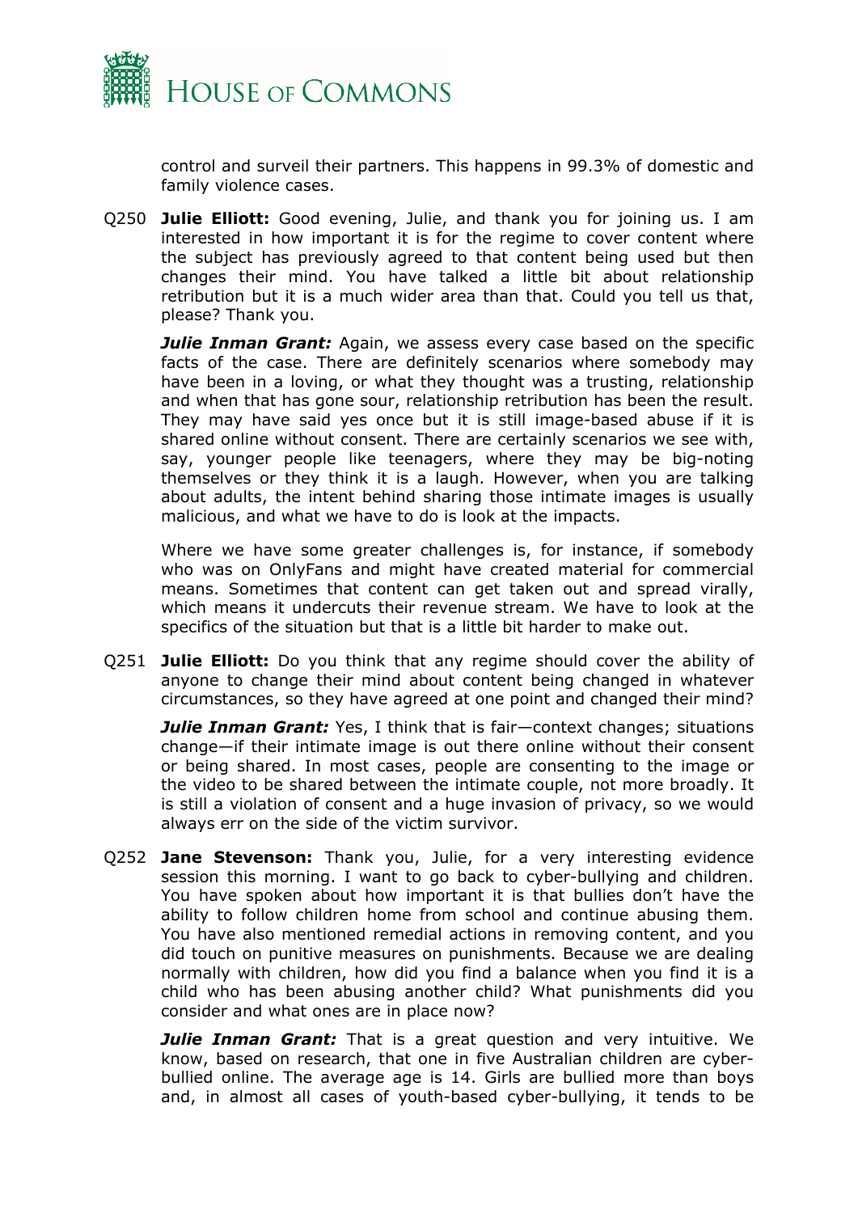control and surveil their partners. This happens in 99.3% of domestic and family violence cases.

Q250 **Julie Elliott:** Good evening, Julie, and thank you for joining us. I am interested in how important it is for the regime to cover content where the subject has previously agreed to that content being used but then changes their mind. You have talked a little bit about relationship retribution but it is a much wider area than that. Could you tell us that, please? Thank you.

***Julie Inman Grant:*** Again, we assess every case based on the specific facts of the case. There are definitely scenarios where somebody may have been in a loving, or what they thought was a trusting, relationship and when that has gone sour, relationship retribution has been the result. They may have said yes once but it is still image-based abuse if it is shared online without consent. There are certainly scenarios we see with, say, younger people like teenagers, where they may be big-noting themselves or they think it is a laugh. However, when you are talking about adults, the intent behind sharing those intimate images is usually malicious, and what we have to do is look at the impacts.

Where we have some greater challenges is, for instance, if somebody who was on OnlyFans and might have created material for commercial means. Sometimes that content can get taken out and spread virally, which means it undercuts their revenue stream. We have to look at the specifics of the situation but that is a little bit harder to make out.

Q251 **Julie Elliott:** Do you think that any regime should cover the ability of anyone to change their mind about content being changed in whatever circumstances, so they have agreed at one point and changed their mind?

***Julie Inman Grant:*** Yes, I think that is fair—context changes; situations change—if their intimate image is out there online without their consent or being shared. In most cases, people are consenting to the image or the video to be shared between the intimate couple, not more broadly. It is still a violation of consent and a huge invasion of privacy, so we would always err on the side of the victim survivor.

Q252 **Jane Stevenson:** Thank you, Julie, for a very interesting evidence session this morning. I want to go back to cyber-bullying and children. You have spoken about how important it is that bullies don't have the ability to follow children home from school and continue abusing them. You have also mentioned remedial actions in removing content, and you did touch on punitive measures on punishments. Because we are dealing normally with children, how did you find a balance when you find it is a child who has been abusing another child? What punishments did you consider and what ones are in place now?

***Julie Inman Grant:*** That is a great question and very intuitive. We know, based on research, that one in five Australian children are cyber-bullied online. The average age is 14. Girls are bullied more than boys and, in almost all cases of youth-based cyber-bullying, it tends to be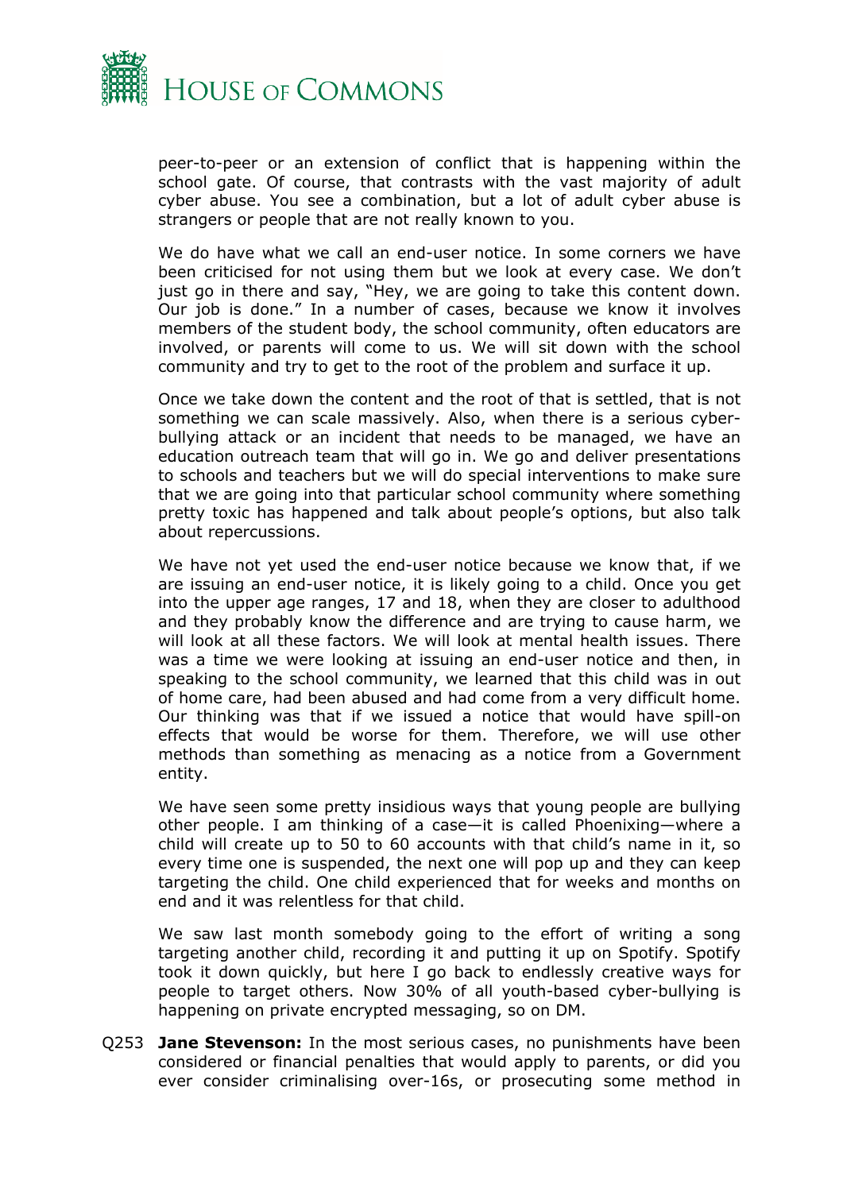peer-to-peer or an extension of conflict that is happening within the school gate. Of course, that contrasts with the vast majority of adult cyber abuse. You see a combination, but a lot of adult cyber abuse is strangers or people that are not really known to you.

We do have what we call an end-user notice. In some corners we have been criticised for not using them but we look at every case. We don't just go in there and say, "Hey, we are going to take this content down. Our job is done." In a number of cases, because we know it involves members of the student body, the school community, often educators are involved, or parents will come to us. We will sit down with the school community and try to get to the root of the problem and surface it up.

Once we take down the content and the root of that is settled, that is not something we can scale massively. Also, when there is a serious cyber-bullying attack or an incident that needs to be managed, we have an education outreach team that will go in. We go and deliver presentations to schools and teachers but we will do special interventions to make sure that we are going into that particular school community where something pretty toxic has happened and talk about people's options, but also talk about repercussions.

We have not yet used the end-user notice because we know that, if we are issuing an end-user notice, it is likely going to a child. Once you get into the upper age ranges, 17 and 18, when they are closer to adulthood and they probably know the difference and are trying to cause harm, we will look at all these factors. We will look at mental health issues. There was a time we were looking at issuing an end-user notice and then, in speaking to the school community, we learned that this child was in out of home care, had been abused and had come from a very difficult home. Our thinking was that if we issued a notice that would have spill-on effects that would be worse for them. Therefore, we will use other methods than something as menacing as a notice from a Government entity.

We have seen some pretty insidious ways that young people are bullying other people. I am thinking of a case—it is called Phoenixing—where a child will create up to 50 to 60 accounts with that child's name in it, so every time one is suspended, the next one will pop up and they can keep targeting the child. One child experienced that for weeks and months on end and it was relentless for that child.

We saw last month somebody going to the effort of writing a song targeting another child, recording it and putting it up on Spotify. Spotify took it down quickly, but here I go back to endlessly creative ways for people to target others. Now 30% of all youth-based cyber-bullying is happening on private encrypted messaging, so on DM.

Q253 **Jane Stevenson:** In the most serious cases, no punishments have been considered or financial penalties that would apply to parents, or did you ever consider criminalising over-16s, or prosecuting some method in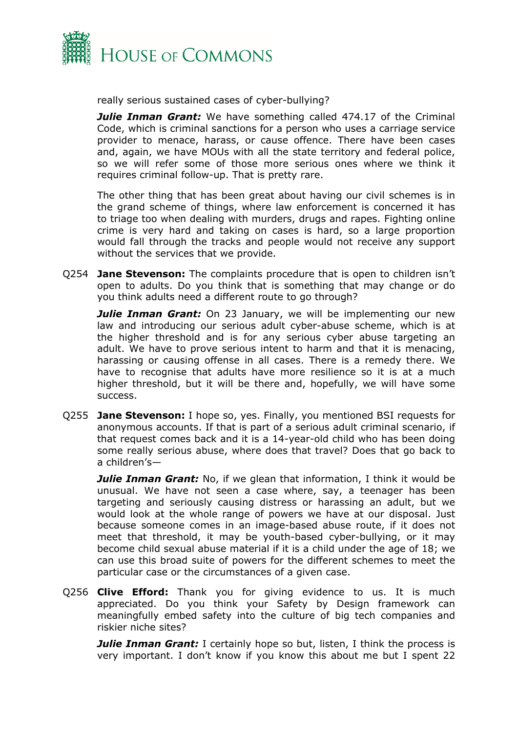really serious sustained cases of cyber-bullying?

***Julie Inman Grant:*** We have something called 474.17 of the Criminal Code, which is criminal sanctions for a person who uses a carriage service provider to menace, harass, or cause offence. There have been cases and, again, we have MOUs with all the state territory and federal police, so we will refer some of those more serious ones where we think it requires criminal follow-up. That is pretty rare.

The other thing that has been great about having our civil schemes is in the grand scheme of things, where law enforcement is concerned it has to triage too when dealing with murders, drugs and rapes. Fighting online crime is very hard and taking on cases is hard, so a large proportion would fall through the tracks and people would not receive any support without the services that we provide.

Q254 **Jane Stevenson:** The complaints procedure that is open to children isn't open to adults. Do you think that is something that may change or do you think adults need a different route to go through?

***Julie Inman Grant:*** On 23 January, we will be implementing our new law and introducing our serious adult cyber-abuse scheme, which is at the higher threshold and is for any serious cyber abuse targeting an adult. We have to prove serious intent to harm and that it is menacing, harassing or causing offense in all cases. There is a remedy there. We have to recognise that adults have more resilience so it is at a much higher threshold, but it will be there and, hopefully, we will have some success.

Q255 **Jane Stevenson:** I hope so, yes. Finally, you mentioned BSI requests for anonymous accounts. If that is part of a serious adult criminal scenario, if that request comes back and it is a 14-year-old child who has been doing some really serious abuse, where does that travel? Does that go back to a children's—

***Julie Inman Grant:*** No, if we glean that information, I think it would be unusual. We have not seen a case where, say, a teenager has been targeting and seriously causing distress or harassing an adult, but we would look at the whole range of powers we have at our disposal. Just because someone comes in an image-based abuse route, if it does not meet that threshold, it may be youth-based cyber-bullying, or it may become child sexual abuse material if it is a child under the age of 18; we can use this broad suite of powers for the different schemes to meet the particular case or the circumstances of a given case.

Q256 **Clive Efford:** Thank you for giving evidence to us. It is much appreciated. Do you think your Safety by Design framework can meaningfully embed safety into the culture of big tech companies and riskier niche sites?

***Julie Inman Grant:*** I certainly hope so but, listen, I think the process is very important. I don't know if you know this about me but I spent 22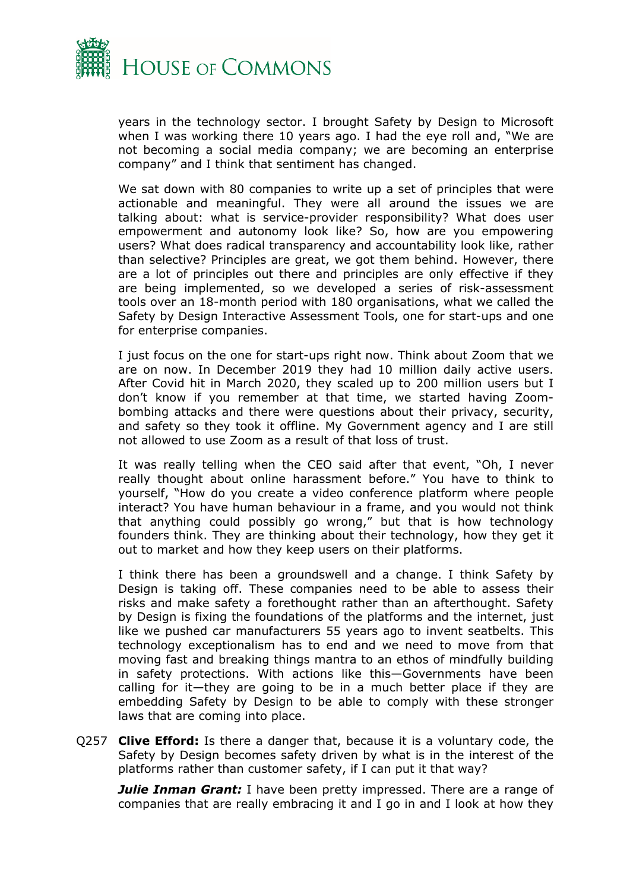years in the technology sector. I brought Safety by Design to Microsoft when I was working there 10 years ago. I had the eye roll and, "We are not becoming a social media company; we are becoming an enterprise company" and I think that sentiment has changed.

We sat down with 80 companies to write up a set of principles that were actionable and meaningful. They were all around the issues we are talking about: what is service-provider responsibility? What does user empowerment and autonomy look like? So, how are you empowering users? What does radical transparency and accountability look like, rather than selective? Principles are great, we got them behind. However, there are a lot of principles out there and principles are only effective if they are being implemented, so we developed a series of risk-assessment tools over an 18-month period with 180 organisations, what we called the Safety by Design Interactive Assessment Tools, one for start-ups and one for enterprise companies.

I just focus on the one for start-ups right now. Think about Zoom that we are on now. In December 2019 they had 10 million daily active users. After Covid hit in March 2020, they scaled up to 200 million users but I don't know if you remember at that time, we started having Zoom-bombing attacks and there were questions about their privacy, security, and safety so they took it offline. My Government agency and I are still not allowed to use Zoom as a result of that loss of trust.

It was really telling when the CEO said after that event, "Oh, I never really thought about online harassment before." You have to think to yourself, "How do you create a video conference platform where people interact? You have human behaviour in a frame, and you would not think that anything could possibly go wrong," but that is how technology founders think. They are thinking about their technology, how they get it out to market and how they keep users on their platforms.

I think there has been a groundswell and a change. I think Safety by Design is taking off. These companies need to be able to assess their risks and make safety a forethought rather than an afterthought. Safety by Design is fixing the foundations of the platforms and the internet, just like we pushed car manufacturers 55 years ago to invent seatbelts. This technology exceptionalism has to end and we need to move from that moving fast and breaking things mantra to an ethos of mindfully building in safety protections. With actions like this—Governments have been calling for it—they are going to be in a much better place if they are embedding Safety by Design to be able to comply with these stronger laws that are coming into place.

Q257 **Clive Efford:** Is there a danger that, because it is a voluntary code, the Safety by Design becomes safety driven by what is in the interest of the platforms rather than customer safety, if I can put it that way?

***Julie Inman Grant:*** I have been pretty impressed. There are a range of companies that are really embracing it and I go in and I look at how they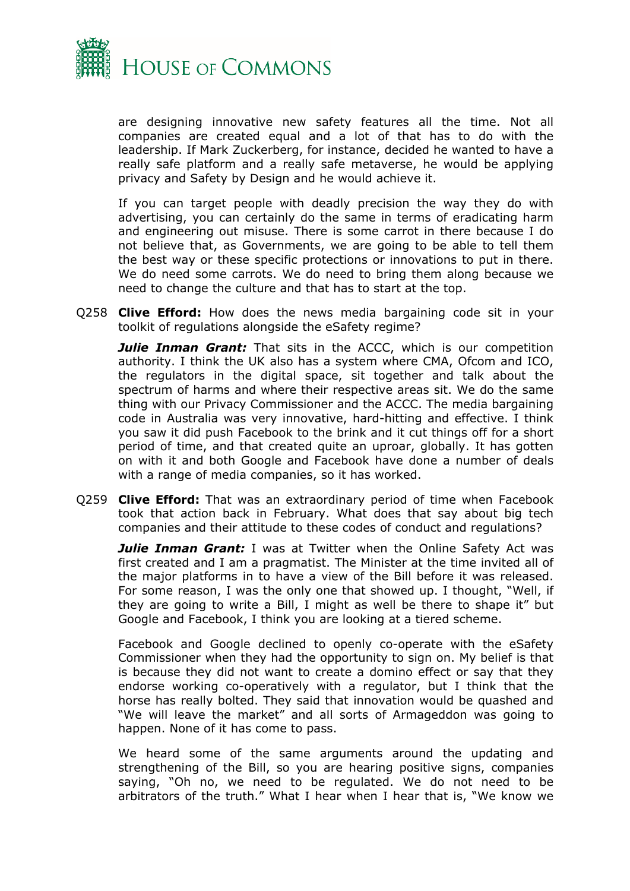are designing innovative new safety features all the time. Not all companies are created equal and a lot of that has to do with the leadership. If Mark Zuckerberg, for instance, decided he wanted to have a really safe platform and a really safe metaverse, he would be applying privacy and Safety by Design and he would achieve it.

If you can target people with deadly precision the way they do with advertising, you can certainly do the same in terms of eradicating harm and engineering out misuse. There is some carrot in there because I do not believe that, as Governments, we are going to be able to tell them the best way or these specific protections or innovations to put in there. We do need some carrots. We do need to bring them along because we need to change the culture and that has to start at the top.

Q258 **Clive Efford:** How does the news media bargaining code sit in your toolkit of regulations alongside the eSafety regime?

***Julie Inman Grant:*** That sits in the ACCC, which is our competition authority. I think the UK also has a system where CMA, Ofcom and ICO, the regulators in the digital space, sit together and talk about the spectrum of harms and where their respective areas sit. We do the same thing with our Privacy Commissioner and the ACCC. The media bargaining code in Australia was very innovative, hard-hitting and effective. I think you saw it did push Facebook to the brink and it cut things off for a short period of time, and that created quite an uproar, globally. It has gotten on with it and both Google and Facebook have done a number of deals with a range of media companies, so it has worked.

Q259 **Clive Efford:** That was an extraordinary period of time when Facebook took that action back in February. What does that say about big tech companies and their attitude to these codes of conduct and regulations?

***Julie Inman Grant:*** I was at Twitter when the Online Safety Act was first created and I am a pragmatist. The Minister at the time invited all of the major platforms in to have a view of the Bill before it was released. For some reason, I was the only one that showed up. I thought, "Well, if they are going to write a Bill, I might as well be there to shape it" but Google and Facebook, I think you are looking at a tiered scheme.

Facebook and Google declined to openly co-operate with the eSafety Commissioner when they had the opportunity to sign on. My belief is that is because they did not want to create a domino effect or say that they endorse working co-operatively with a regulator, but I think that the horse has really bolted. They said that innovation would be quashed and "We will leave the market" and all sorts of Armageddon was going to happen. None of it has come to pass.

We heard some of the same arguments around the updating and strengthening of the Bill, so you are hearing positive signs, companies saying, "Oh no, we need to be regulated. We do not need to be arbitrators of the truth." What I hear when I hear that is, "We know we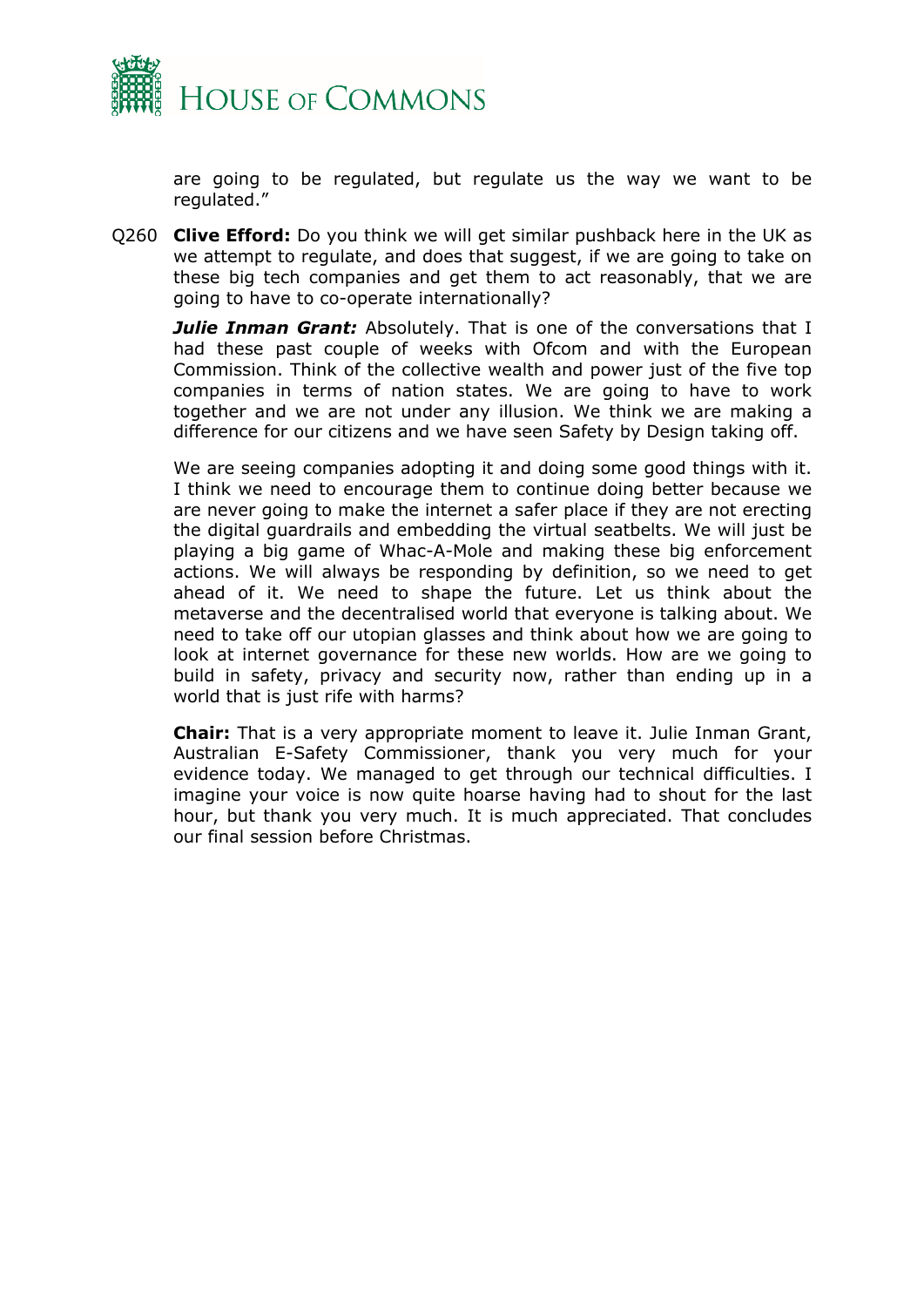are going to be regulated, but regulate us the way we want to be regulated."

Q260 **Clive Efford:** Do you think we will get similar pushback here in the UK as we attempt to regulate, and does that suggest, if we are going to take on these big tech companies and get them to act reasonably, that we are going to have to co-operate internationally?

***Julie Inman Grant:*** Absolutely. That is one of the conversations that I had these past couple of weeks with Ofcom and with the European Commission. Think of the collective wealth and power just of the five top companies in terms of nation states. We are going to have to work together and we are not under any illusion. We think we are making a difference for our citizens and we have seen Safety by Design taking off.

We are seeing companies adopting it and doing some good things with it. I think we need to encourage them to continue doing better because we are never going to make the internet a safer place if they are not erecting the digital guardrails and embedding the virtual seatbelts. We will just be playing a big game of Whac-A-Mole and making these big enforcement actions. We will always be responding by definition, so we need to get ahead of it. We need to shape the future. Let us think about the metaverse and the decentralised world that everyone is talking about. We need to take off our utopian glasses and think about how we are going to look at internet governance for these new worlds. How are we going to build in safety, privacy and security now, rather than ending up in a world that is just rife with harms?

**Chair:** That is a very appropriate moment to leave it. Julie Inman Grant, Australian E-Safety Commissioner, thank you very much for your evidence today. We managed to get through our technical difficulties. I imagine your voice is now quite hoarse having had to shout for the last hour, but thank you very much. It is much appreciated. That concludes our final session before Christmas.